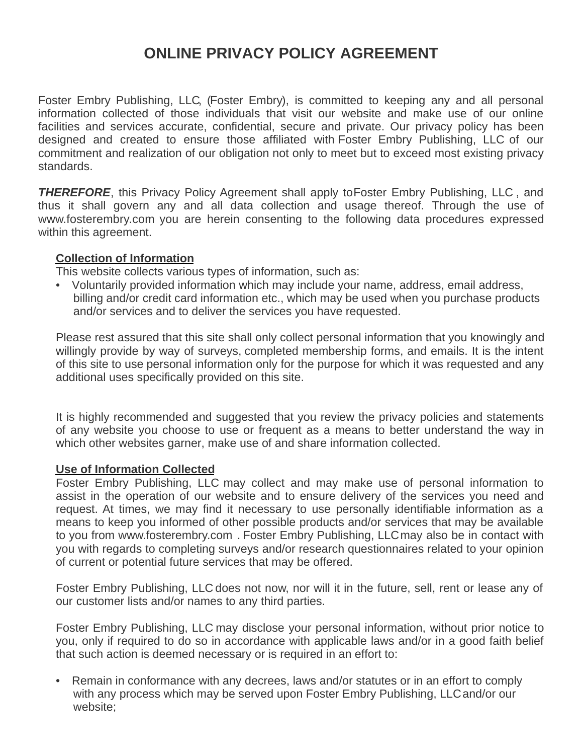# ONLINE PRIVACY POLICY AGREEMENT

Foster Embry Publishing, LLC, (Foster Embry), is committed to keeping any and all personal information collected of those individuals that visit our website and make use of our online facilities and services accurate, confidential, secure and private. Our privacy policy has been designed and created to ensure those affiliated with Foster Embry Publishing, LLC of our commitment and realization of our obligation not only to meet but to exceed most existing privacy standards.

***THEREFORE***, this Privacy Policy Agreement shall apply toFoster Embry Publishing, LLC , and thus it shall govern any and all data collection and usage thereof. Through the use of www.fosterembry.com you are herein consenting to the following data procedures expressed within this agreement.

**Collection of Information**

This website collects various types of information, such as:

- Voluntarily provided information which may include your name, address, email address, billing and/or credit card information etc., which may be used when you purchase products and/or services and to deliver the services you have requested.

Please rest assured that this site shall only collect personal information that you knowingly and willingly provide by way of surveys, completed membership forms, and emails. It is the intent of this site to use personal information only for the purpose for which it was requested and any additional uses specifically provided on this site.

It is highly recommended and suggested that you review the privacy policies and statements of any website you choose to use or frequent as a means to better understand the way in which other websites garner, make use of and share information collected.

**Use of Information Collected**

Foster Embry Publishing, LLC may collect and may make use of personal information to assist in the operation of our website and to ensure delivery of the services you need and request. At times, we may find it necessary to use personally identifiable information as a means to keep you informed of other possible products and/or services that may be available to you from www.fosterembry.com . Foster Embry Publishing, LLC may also be in contact with you with regards to completing surveys and/or research questionnaires related to your opinion of current or potential future services that may be offered.

Foster Embry Publishing, LLC does not now, nor will it in the future, sell, rent or lease any of our customer lists and/or names to any third parties.

Foster Embry Publishing, LLC may disclose your personal information, without prior notice to you, only if required to do so in accordance with applicable laws and/or in a good faith belief that such action is deemed necessary or is required in an effort to:

- Remain in conformance with any decrees, laws and/or statutes or in an effort to comply with any process which may be served upon Foster Embry Publishing, LLC and/or our website;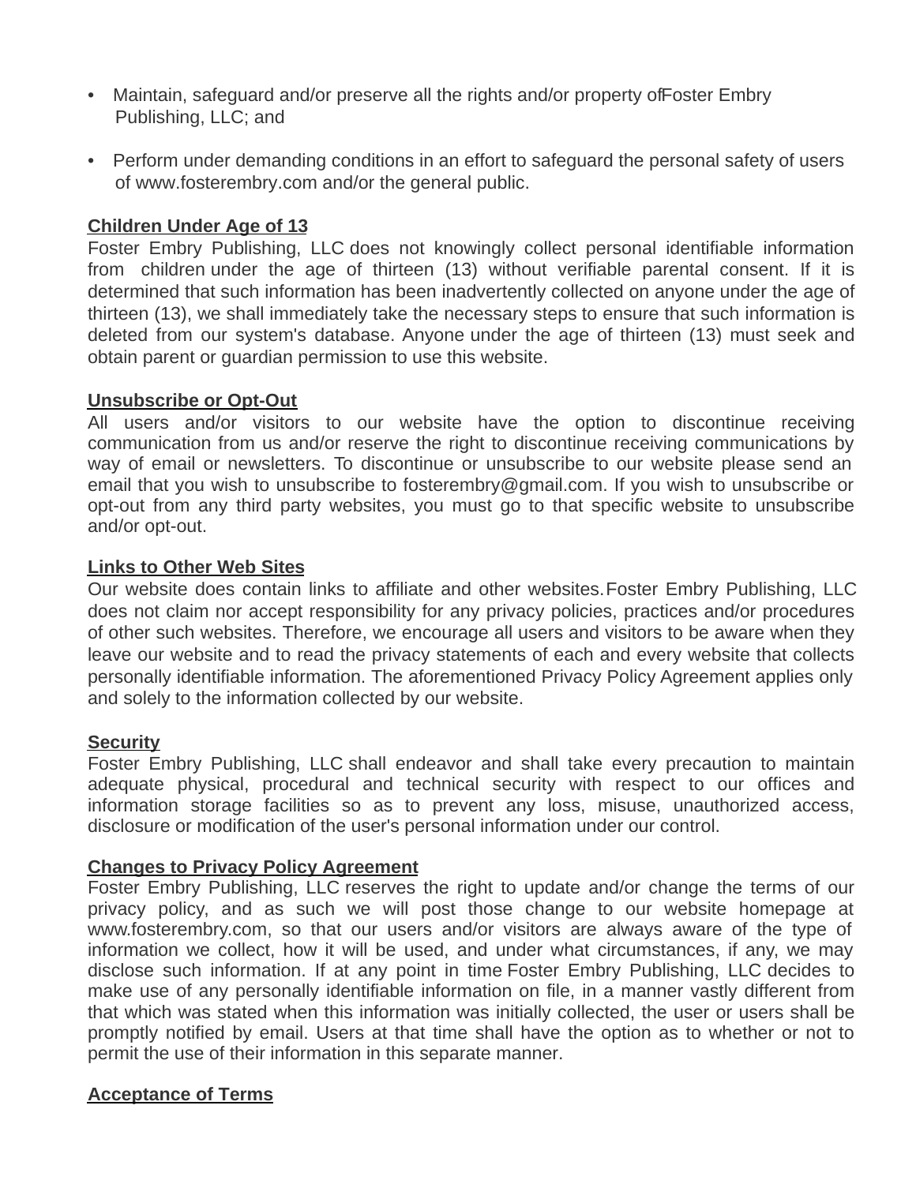- Maintain, safeguard and/or preserve all the rights and/or property of Foster Embry Publishing, LLC; and
- Perform under demanding conditions in an effort to safeguard the personal safety of users of www.fosterembry.com and/or the general public.

**Children Under Age of 13**

Foster Embry Publishing, LLC does not knowingly collect personal identifiable information from children under the age of thirteen (13) without verifiable parental consent. If it is determined that such information has been inadvertently collected on anyone under the age of thirteen (13), we shall immediately take the necessary steps to ensure that such information is deleted from our system's database. Anyone under the age of thirteen (13) must seek and obtain parent or guardian permission to use this website.

**Unsubscribe or Opt-Out**

All users and/or visitors to our website have the option to discontinue receiving communication from us and/or reserve the right to discontinue receiving communications by way of email or newsletters. To discontinue or unsubscribe to our website please send an email that you wish to unsubscribe to fosterembry@gmail.com. If you wish to unsubscribe or opt-out from any third party websites, you must go to that specific website to unsubscribe and/or opt-out.

**Links to Other Web Sites**

Our website does contain links to affiliate and other websites. Foster Embry Publishing, LLC does not claim nor accept responsibility for any privacy policies, practices and/or procedures of other such websites. Therefore, we encourage all users and visitors to be aware when they leave our website and to read the privacy statements of each and every website that collects personally identifiable information. The aforementioned Privacy Policy Agreement applies only and solely to the information collected by our website.

**Security**

Foster Embry Publishing, LLC shall endeavor and shall take every precaution to maintain adequate physical, procedural and technical security with respect to our offices and information storage facilities so as to prevent any loss, misuse, unauthorized access, disclosure or modification of the user's personal information under our control.

**Changes to Privacy Policy Agreement**

Foster Embry Publishing, LLC reserves the right to update and/or change the terms of our privacy policy, and as such we will post those change to our website homepage at www.fosterembry.com, so that our users and/or visitors are always aware of the type of information we collect, how it will be used, and under what circumstances, if any, we may disclose such information. If at any point in time Foster Embry Publishing, LLC decides to make use of any personally identifiable information on file, in a manner vastly different from that which was stated when this information was initially collected, the user or users shall be promptly notified by email. Users at that time shall have the option as to whether or not to permit the use of their information in this separate manner.

**Acceptance of Terms**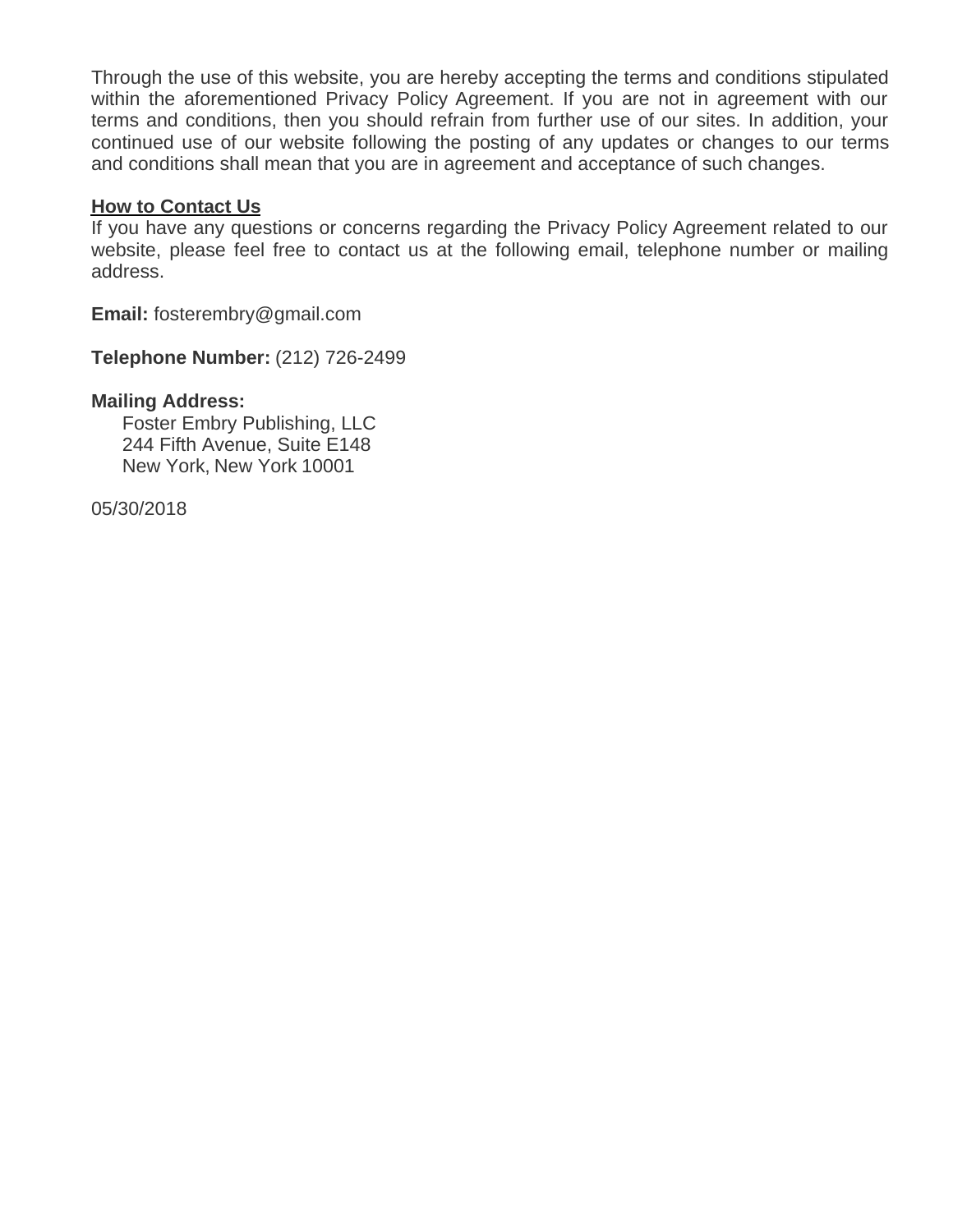Through the use of this website, you are hereby accepting the terms and conditions stipulated within the aforementioned Privacy Policy Agreement. If you are not in agreement with our terms and conditions, then you should refrain from further use of our sites. In addition, your continued use of our website following the posting of any updates or changes to our terms and conditions shall mean that you are in agreement and acceptance of such changes.

**How to Contact Us**

If you have any questions or concerns regarding the Privacy Policy Agreement related to our website, please feel free to contact us at the following email, telephone number or mailing address.

**Email:** fosterembry@gmail.com

**Telephone Number:** (212) 726-2499

**Mailing Address:**

Foster Embry Publishing, LLC
244 Fifth Avenue, Suite E148
New York, New York 10001

05/30/2018